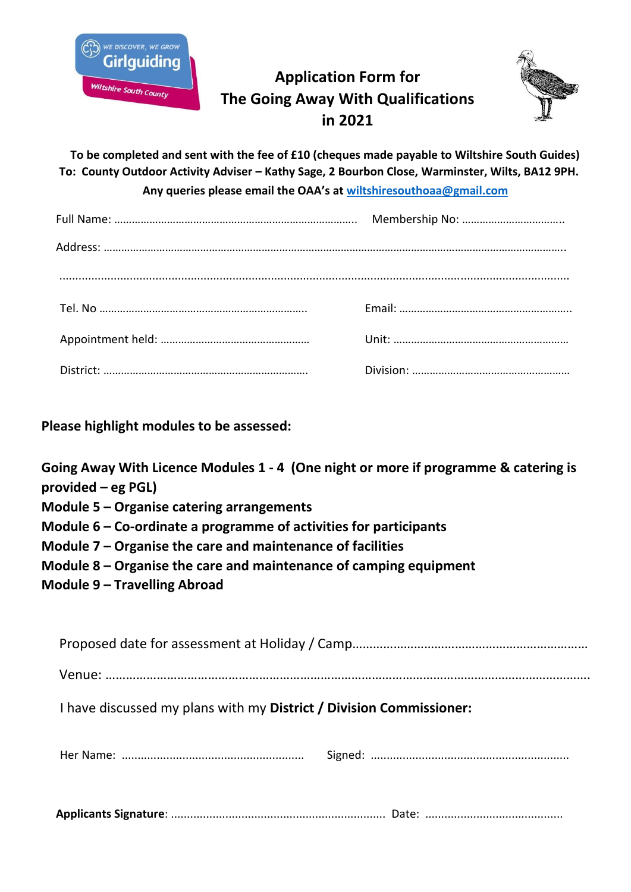WE DISCOVER, WE GROW
Girlguiding
Wiltshire South County

# Application Form for The Going Away With Qualifications in 2021

**To be completed and sent with the fee of £10 (cheques made payable to Wiltshire South Guides)**
**To: County Outdoor Activity Adviser – Kathy Sage, 2 Bourbon Close, Warminster, Wilts, BA12 9PH.**
**Any queries please email the OAA's at [wiltshiresouthoaa@gmail.com](mailto:wiltshiresouthoaa@gmail.com)**

Full Name: ……………………………………………………………………… Membership No: ……………………………..

Address: ………………………………………………………………………………………………………………………………….

…………………………………………………………………………………………………………………………………………….

Tel. No ……………………………………………………………. Email: …………………………………………………..

Appointment held: …………………………………………. Unit: …………………………………………………..

District: ……………………………………………………………. Division: ……………………………………………

**Please highlight modules to be assessed:**

**Going Away With Licence Modules 1 - 4 (One night or more if programme & catering is provided – eg PGL)**
**Module 5 – Organise catering arrangements**
**Module 6 – Co-ordinate a programme of activities for participants**
**Module 7 – Organise the care and maintenance of facilities**
**Module 8 – Organise the care and maintenance of camping equipment**
**Module 9 – Travelling Abroad**

Proposed date for assessment at Holiday / Camp……………………………………………………………

Venue: ………………………………………………………………………………………………………………………….

I have discussed my plans with my **District / Division Commissioner:**

Her Name: ……………………………………………… Signed: ………………………………………………….

**Applicants Signature**: ………………………………………………………… Date: …………………………………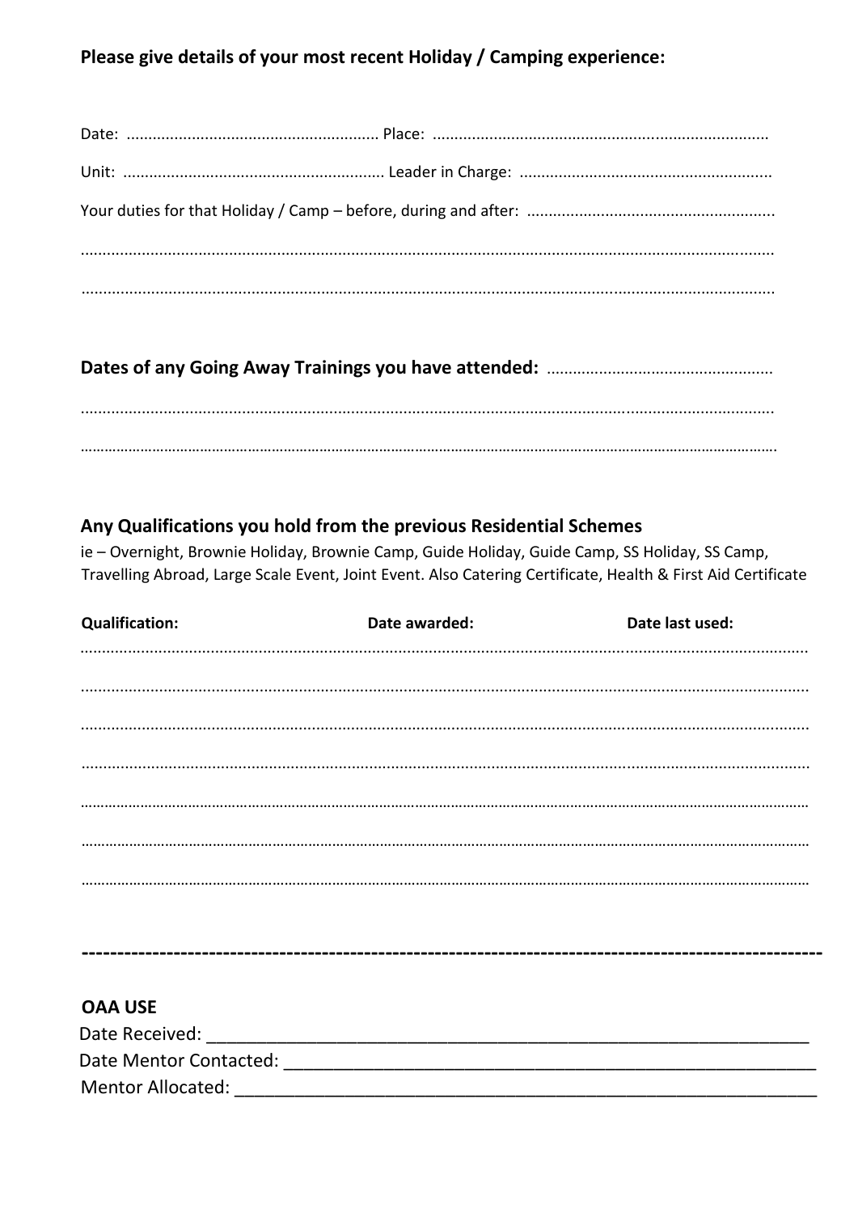**Please give details of your most recent Holiday / Camping experience:**

Date: ........................................................ Place: ...........................................................................

Unit: .......................................................... Leader in Charge: ........................................................

Your duties for that Holiday / Camp – before, during and after: ........................................................

.............................................................................................................................................................

.............................................................................................................................................................

**Dates of any Going Away Trainings you have attended:** ...................................................

.............................................................................................................................................................

.............................................................................................................................................................

**Any Qualifications you hold from the previous Residential Schemes**

ie – Overnight, Brownie Holiday, Brownie Camp, Guide Holiday, Guide Camp, SS Holiday, SS Camp, Travelling Abroad, Large Scale Event, Joint Event. Also Catering Certificate, Health & First Aid Certificate

| Qualification: | Date awarded: | Date last used: |
|---|---|---|
| | | |
| | | |
| | | |
| | | |
| | | |
| | | |
| | | |

---

**OAA USE**

Date Received: ____________________________________________________________

Date Mentor Contacted: _____________________________________________________

Mentor Allocated: _________________________________________________________